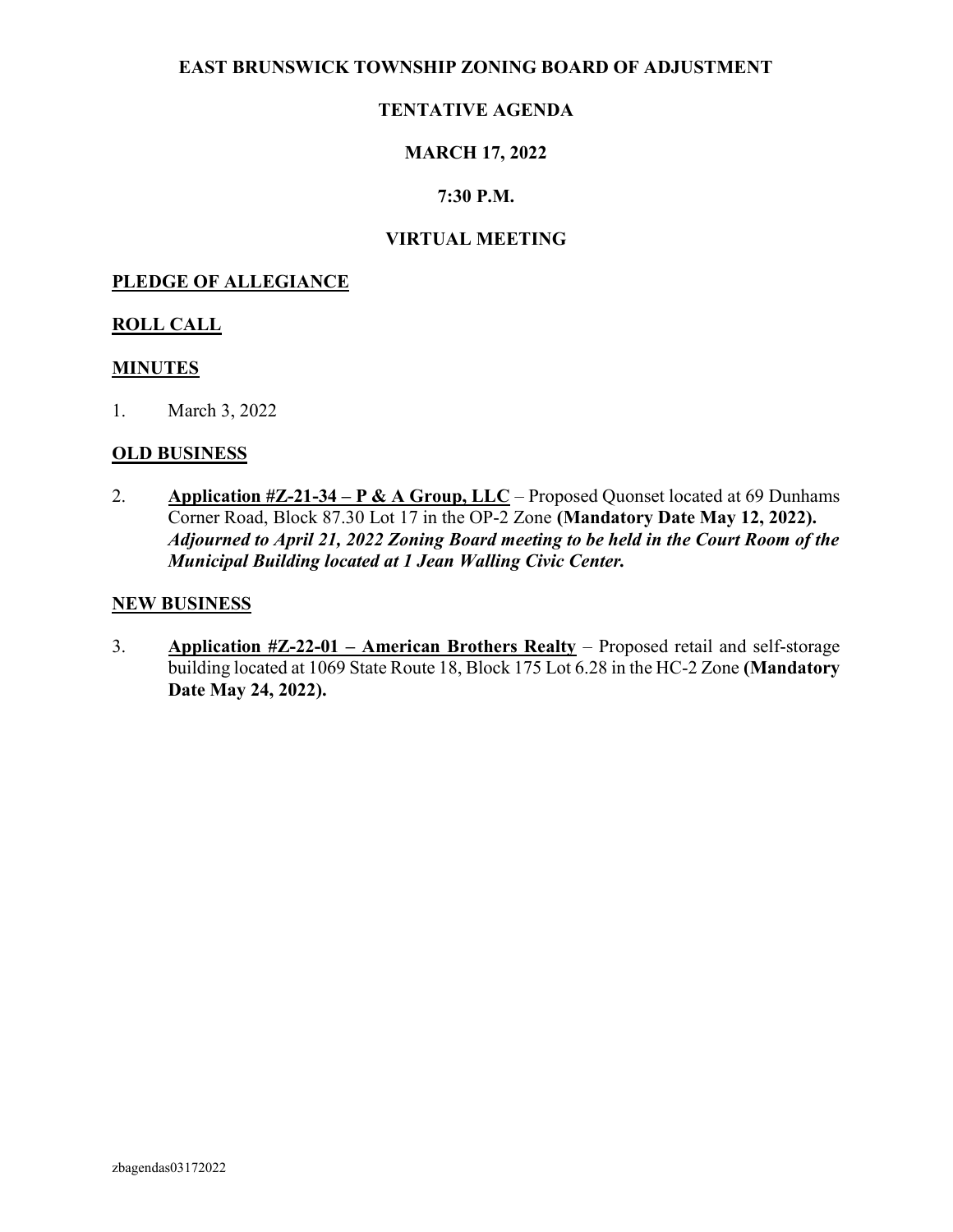# EAST BRUNSWICK TOWNSHIP ZONING BOARD OF ADJUSTMENT

## TENTATIVE AGENDA

## MARCH 17, 2022

## 7:30 P.M.

## VIRTUAL MEETING

**PLEDGE OF ALLEGIANCE**

**ROLL CALL**

**MINUTES**

1. March 3, 2022

**OLD BUSINESS**

2. **Application #Z-21-34 – P & A Group, LLC** – Proposed Quonset located at 69 Dunhams Corner Road, Block 87.30 Lot 17 in the OP-2 Zone **(Mandatory Date May 12, 2022).** ***Adjourned to April 21, 2022 Zoning Board meeting to be held in the Court Room of the Municipal Building located at 1 Jean Walling Civic Center.***

**NEW BUSINESS**

3. **Application #Z-22-01 – American Brothers Realty** – Proposed retail and self-storage building located at 1069 State Route 18, Block 175 Lot 6.28 in the HC-2 Zone **(Mandatory Date May 24, 2022).**

zbagendas03172022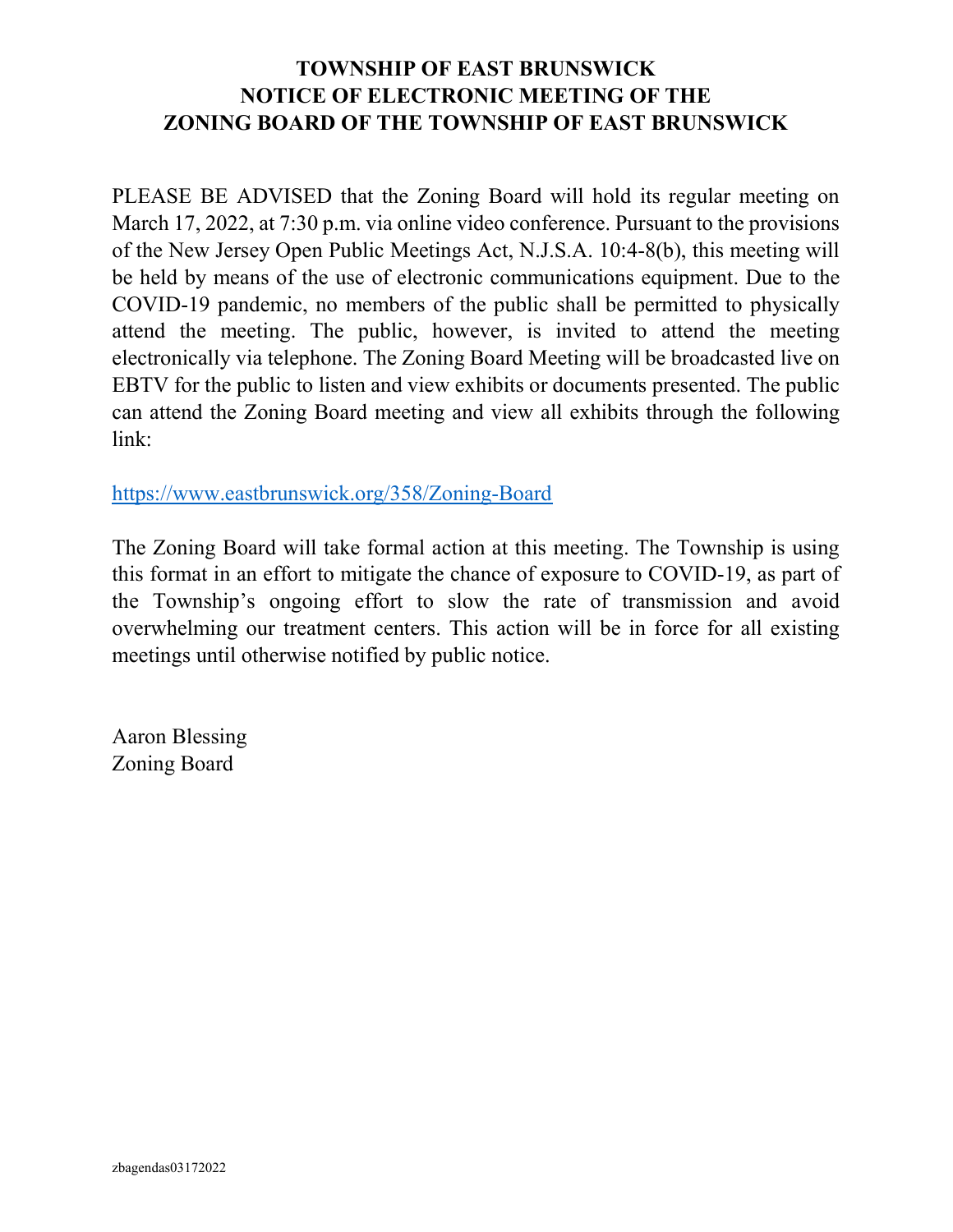# TOWNSHIP OF EAST BRUNSWICK
# NOTICE OF ELECTRONIC MEETING OF THE
# ZONING BOARD OF THE TOWNSHIP OF EAST BRUNSWICK

PLEASE BE ADVISED that the Zoning Board will hold its regular meeting on March 17, 2022, at 7:30 p.m. via online video conference. Pursuant to the provisions of the New Jersey Open Public Meetings Act, N.J.S.A. 10:4-8(b), this meeting will be held by means of the use of electronic communications equipment. Due to the COVID-19 pandemic, no members of the public shall be permitted to physically attend the meeting. The public, however, is invited to attend the meeting electronically via telephone. The Zoning Board Meeting will be broadcasted live on EBTV for the public to listen and view exhibits or documents presented. The public can attend the Zoning Board meeting and view all exhibits through the following link:

https://www.eastbrunswick.org/358/Zoning-Board

The Zoning Board will take formal action at this meeting. The Township is using this format in an effort to mitigate the chance of exposure to COVID-19, as part of the Township's ongoing effort to slow the rate of transmission and avoid overwhelming our treatment centers. This action will be in force for all existing meetings until otherwise notified by public notice.

Aaron Blessing
Zoning Board

zbagendas03172022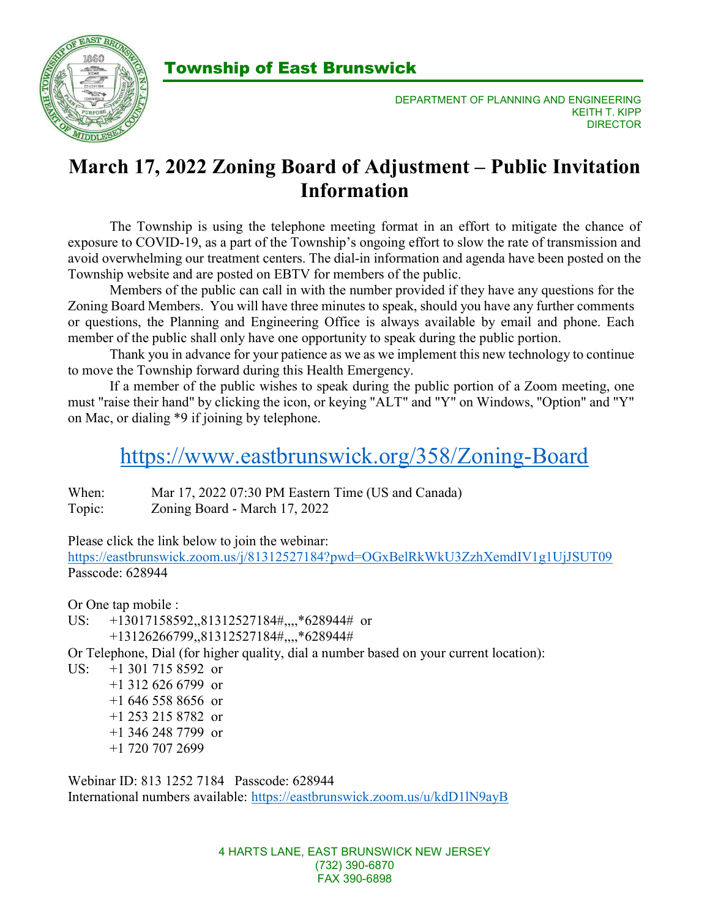## Township of East Brunswick

DEPARTMENT OF PLANNING AND ENGINEERING
KEITH T. KIPP
DIRECTOR

# March 17, 2022 Zoning Board of Adjustment – Public Invitation Information

The Township is using the telephone meeting format in an effort to mitigate the chance of exposure to COVID-19, as a part of the Township's ongoing effort to slow the rate of transmission and avoid overwhelming our treatment centers. The dial-in information and agenda have been posted on the Township website and are posted on EBTV for members of the public.

Members of the public can call in with the number provided if they have any questions for the Zoning Board Members. You will have three minutes to speak, should you have any further comments or questions, the Planning and Engineering Office is always available by email and phone. Each member of the public shall only have one opportunity to speak during the public portion.

Thank you in advance for your patience as we as we implement this new technology to continue to move the Township forward during this Health Emergency.

If a member of the public wishes to speak during the public portion of a Zoom meeting, one must "raise their hand" by clicking the icon, or keying "ALT" and "Y" on Windows, "Option" and "Y" on Mac, or dialing *9 if joining by telephone.

https://www.eastbrunswick.org/358/Zoning-Board

When: Mar 17, 2022 07:30 PM Eastern Time (US and Canada)
Topic: Zoning Board - March 17, 2022

Please click the link below to join the webinar:
https://eastbrunswick.zoom.us/j/81312527184?pwd=OGxBelRkWkU3ZzhXemdIV1g1UjJSUT09
Passcode: 628944

Or One tap mobile :
US: +13017158592,,81312527184#,,,,*628944# or
+13126266799,,81312527184#,,,,*628944#

Or Telephone, Dial (for higher quality, dial a number based on your current location):
US: +1 301 715 8592 or
+1 312 626 6799 or
+1 646 558 8656 or
+1 253 215 8782 or
+1 346 248 7799 or
+1 720 707 2699

Webinar ID: 813 1252 7184 Passcode: 628944
International numbers available: https://eastbrunswick.zoom.us/u/kdD1lN9ayB

4 HARTS LANE, EAST BRUNSWICK NEW JERSEY
(732) 390-6870
FAX 390-6898